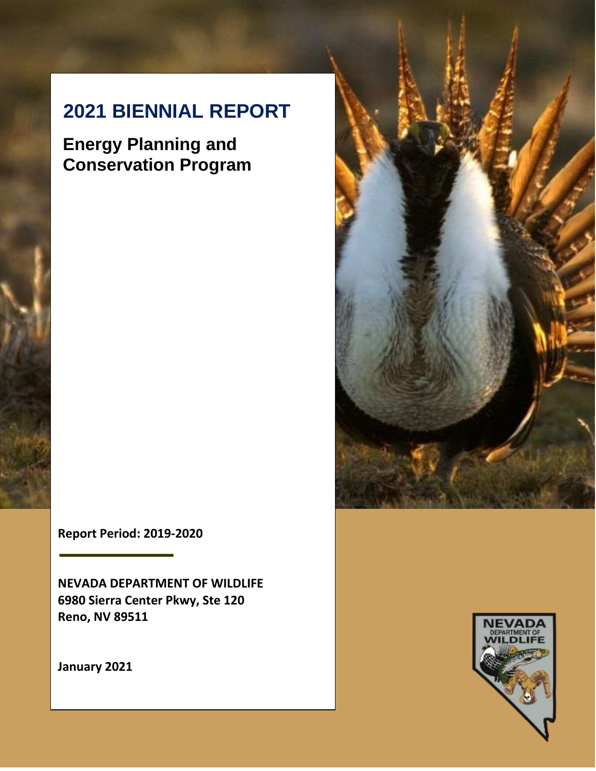# 2021 BIENNIAL REPORT

## Energy Planning and Conservation Program

**Report Period: 2019-2020**

**NEVADA DEPARTMENT OF WILDLIFE**
**6980 Sierra Center Pkwy, Ste 120**
**Reno, NV 89511**

**January 2021**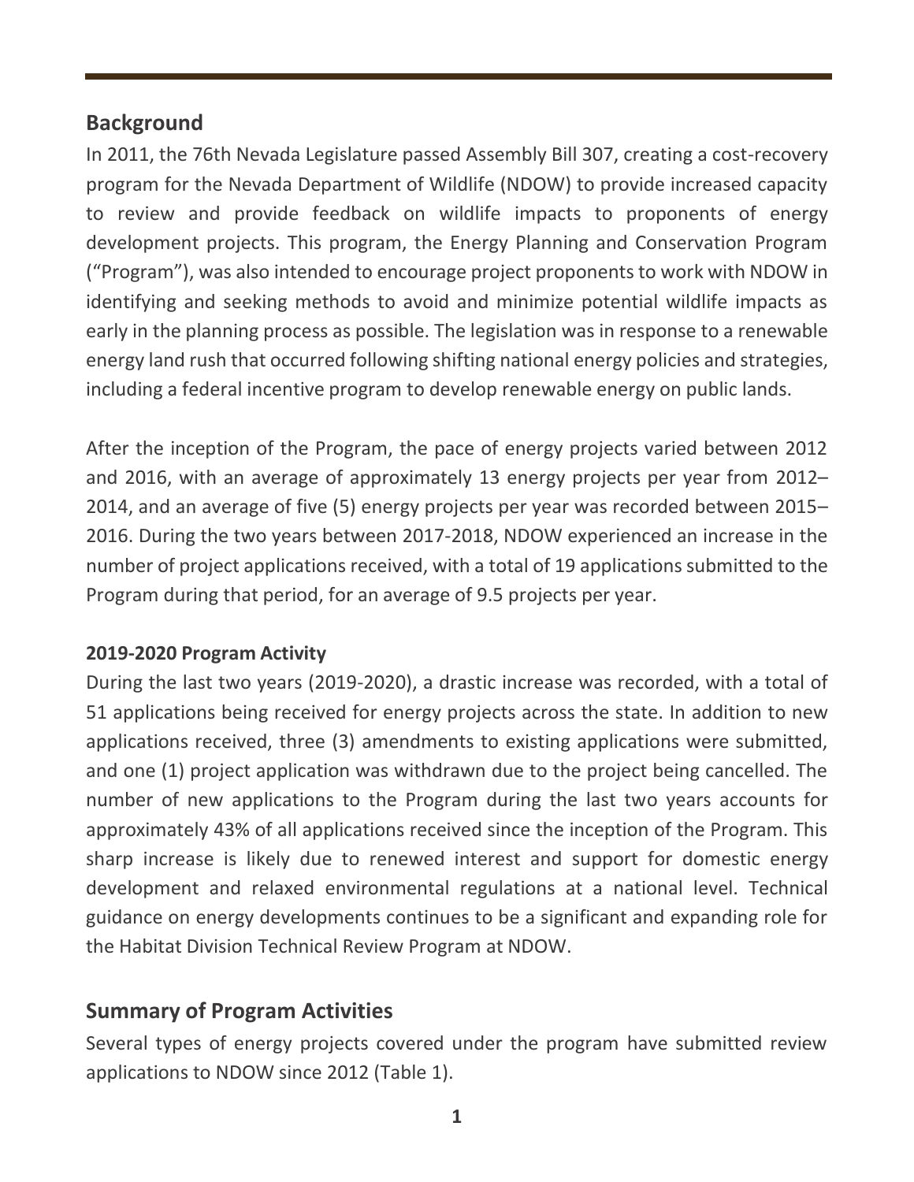## Background

In 2011, the 76th Nevada Legislature passed Assembly Bill 307, creating a cost-recovery program for the Nevada Department of Wildlife (NDOW) to provide increased capacity to review and provide feedback on wildlife impacts to proponents of energy development projects. This program, the Energy Planning and Conservation Program ("Program"), was also intended to encourage project proponents to work with NDOW in identifying and seeking methods to avoid and minimize potential wildlife impacts as early in the planning process as possible. The legislation was in response to a renewable energy land rush that occurred following shifting national energy policies and strategies, including a federal incentive program to develop renewable energy on public lands.

After the inception of the Program, the pace of energy projects varied between 2012 and 2016, with an average of approximately 13 energy projects per year from 2012–2014, and an average of five (5) energy projects per year was recorded between 2015–2016. During the two years between 2017-2018, NDOW experienced an increase in the number of project applications received, with a total of 19 applications submitted to the Program during that period, for an average of 9.5 projects per year.

### 2019-2020 Program Activity

During the last two years (2019-2020), a drastic increase was recorded, with a total of 51 applications being received for energy projects across the state. In addition to new applications received, three (3) amendments to existing applications were submitted, and one (1) project application was withdrawn due to the project being cancelled. The number of new applications to the Program during the last two years accounts for approximately 43% of all applications received since the inception of the Program. This sharp increase is likely due to renewed interest and support for domestic energy development and relaxed environmental regulations at a national level. Technical guidance on energy developments continues to be a significant and expanding role for the Habitat Division Technical Review Program at NDOW.

## Summary of Program Activities

Several types of energy projects covered under the program have submitted review applications to NDOW since 2012 (Table 1).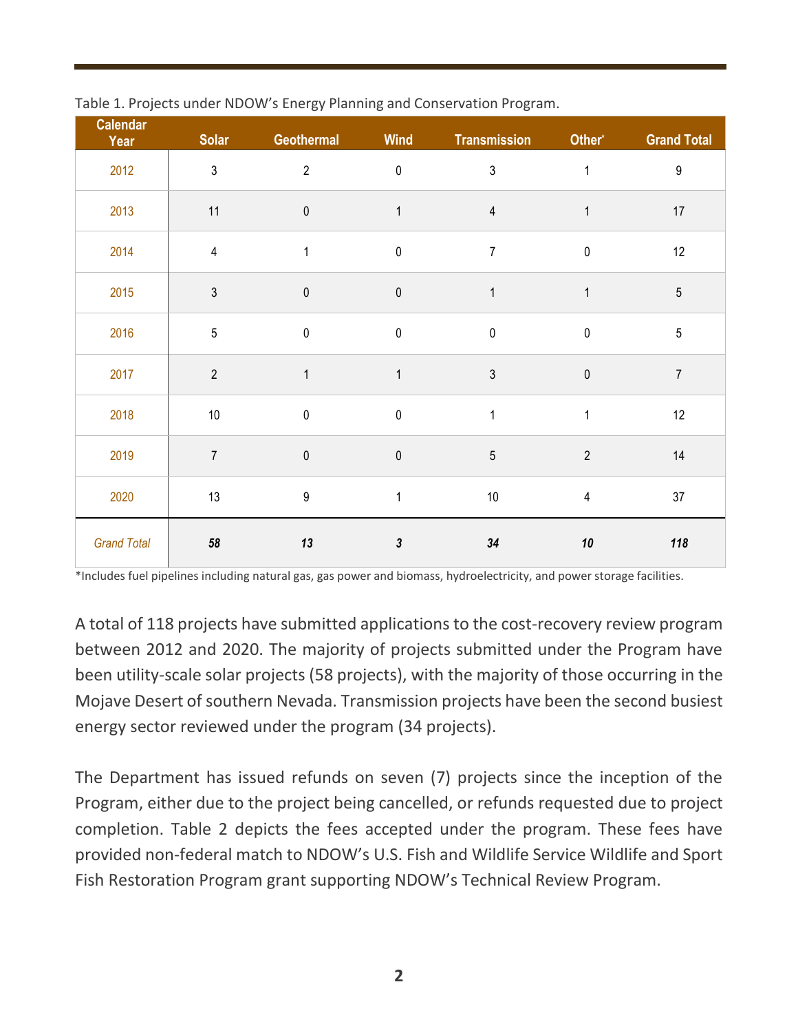Table 1. Projects under NDOW's Energy Planning and Conservation Program.

| Calendar Year | Solar | Geothermal | Wind | Transmission | Other* | Grand Total |
|---|---|---|---|---|---|---|
| 2012 | 3 | 2 | 0 | 3 | 1 | 9 |
| 2013 | 11 | 0 | 1 | 4 | 1 | 17 |
| 2014 | 4 | 1 | 0 | 7 | 0 | 12 |
| 2015 | 3 | 0 | 0 | 1 | 1 | 5 |
| 2016 | 5 | 0 | 0 | 0 | 0 | 5 |
| 2017 | 2 | 1 | 1 | 3 | 0 | 7 |
| 2018 | 10 | 0 | 0 | 1 | 1 | 12 |
| 2019 | 7 | 0 | 0 | 5 | 2 | 14 |
| 2020 | 13 | 9 | 1 | 10 | 4 | 37 |
| *Grand Total* | ***58*** | ***13*** | ***3*** | ***34*** | ***10*** | ***118*** |

*Includes fuel pipelines including natural gas, gas power and biomass, hydroelectricity, and power storage facilities.

A total of 118 projects have submitted applications to the cost-recovery review program between 2012 and 2020. The majority of projects submitted under the Program have been utility-scale solar projects (58 projects), with the majority of those occurring in the Mojave Desert of southern Nevada. Transmission projects have been the second busiest energy sector reviewed under the program (34 projects).

The Department has issued refunds on seven (7) projects since the inception of the Program, either due to the project being cancelled, or refunds requested due to project completion. Table 2 depicts the fees accepted under the program. These fees have provided non-federal match to NDOW's U.S. Fish and Wildlife Service Wildlife and Sport Fish Restoration Program grant supporting NDOW's Technical Review Program.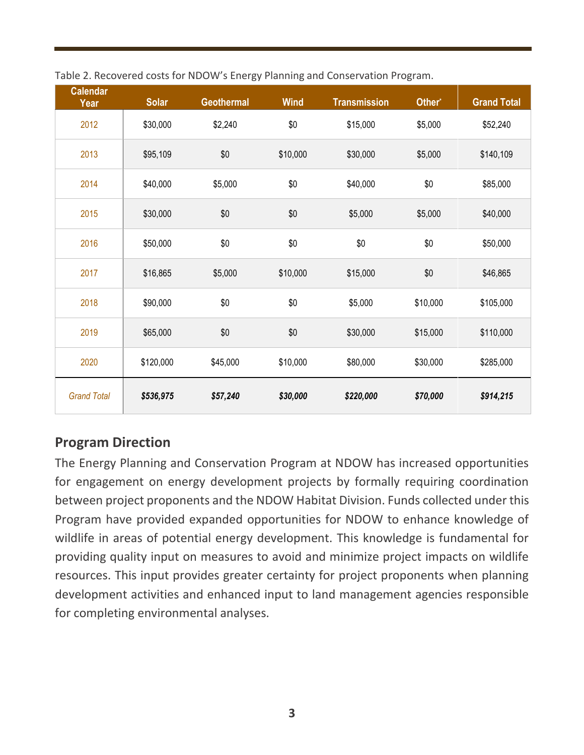Table 2. Recovered costs for NDOW's Energy Planning and Conservation Program.

| Calendar Year | Solar | Geothermal | Wind | Transmission | Other* | Grand Total |
|---|---|---|---|---|---|---|
| 2012 | $30,000 | $2,240 | $0 | $15,000 | $5,000 | $52,240 |
| 2013 | $95,109 | $0 | $10,000 | $30,000 | $5,000 | $140,109 |
| 2014 | $40,000 | $5,000 | $0 | $40,000 | $0 | $85,000 |
| 2015 | $30,000 | $0 | $0 | $5,000 | $5,000 | $40,000 |
| 2016 | $50,000 | $0 | $0 | $0 | $0 | $50,000 |
| 2017 | $16,865 | $5,000 | $10,000 | $15,000 | $0 | $46,865 |
| 2018 | $90,000 | $0 | $0 | $5,000 | $10,000 | $105,000 |
| 2019 | $65,000 | $0 | $0 | $30,000 | $15,000 | $110,000 |
| 2020 | $120,000 | $45,000 | $10,000 | $80,000 | $30,000 | $285,000 |
| *Grand Total* | ***$536,975*** | ***$57,240*** | ***$30,000*** | ***$220,000*** | ***$70,000*** | ***$914,215*** |

## Program Direction

The Energy Planning and Conservation Program at NDOW has increased opportunities for engagement on energy development projects by formally requiring coordination between project proponents and the NDOW Habitat Division. Funds collected under this Program have provided expanded opportunities for NDOW to enhance knowledge of wildlife in areas of potential energy development. This knowledge is fundamental for providing quality input on measures to avoid and minimize project impacts on wildlife resources. This input provides greater certainty for project proponents when planning development activities and enhanced input to land management agencies responsible for completing environmental analyses.